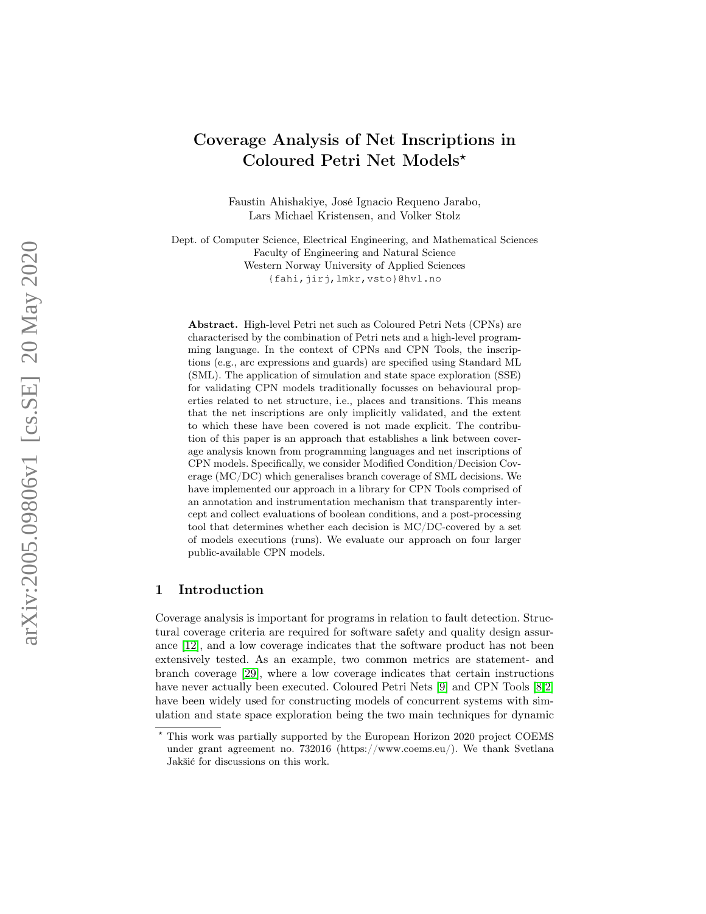# Coverage Analysis of Net Inscriptions in Coloured Petri Net Models*

Faustin Ahishakiye, José Ignacio Requeno Jarabo,
Lars Michael Kristensen, and Volker Stolz

Dept. of Computer Science, Electrical Engineering, and Mathematical Sciences
Faculty of Engineering and Natural Science
Western Norway University of Applied Sciences
{fahi,jirj,lmkr,vsto}@hvl.no

**Abstract.** High-level Petri net such as Coloured Petri Nets (CPNs) are characterised by the combination of Petri nets and a high-level programming language. In the context of CPNs and CPN Tools, the inscriptions (e.g., arc expressions and guards) are specified using Standard ML (SML). The application of simulation and state space exploration (SSE) for validating CPN models traditionally focusses on behavioural properties related to net structure, i.e., places and transitions. This means that the net inscriptions are only implicitly validated, and the extent to which these have been covered is not made explicit. The contribution of this paper is an approach that establishes a link between coverage analysis known from programming languages and net inscriptions of CPN models. Specifically, we consider Modified Condition/Decision Coverage (MC/DC) which generalises branch coverage of SML decisions. We have implemented our approach in a library for CPN Tools comprised of an annotation and instrumentation mechanism that transparently intercept and collect evaluations of boolean conditions, and a post-processing tool that determines whether each decision is MC/DC-covered by a set of models executions (runs). We evaluate our approach on four larger public-available CPN models.

## 1 Introduction

Coverage analysis is important for programs in relation to fault detection. Structural coverage criteria are required for software safety and quality design assurance [12], and a low coverage indicates that the software product has not been extensively tested. As an example, two common metrics are statement- and branch coverage [29], where a low coverage indicates that certain instructions have never actually been executed. Coloured Petri Nets [9] and CPN Tools [8,2] have been widely used for constructing models of concurrent systems with simulation and state space exploration being the two main techniques for dynamic

* This work was partially supported by the European Horizon 2020 project COEMS under grant agreement no. 732016 (https://www.coems.eu/). We thank Svetlana Jakšić for discussions on this work.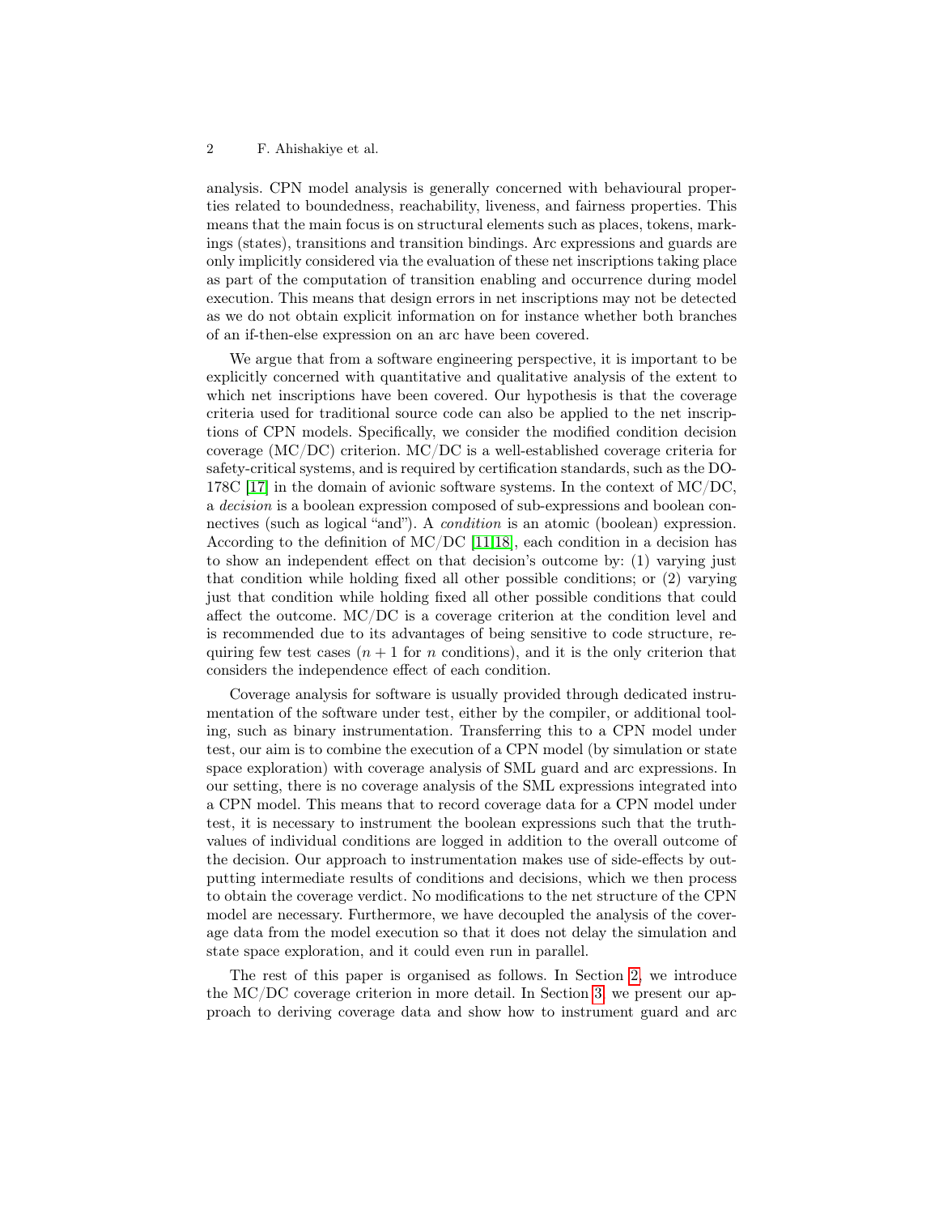analysis. CPN model analysis is generally concerned with behavioural properties related to boundedness, reachability, liveness, and fairness properties. This means that the main focus is on structural elements such as places, tokens, markings (states), transitions and transition bindings. Arc expressions and guards are only implicitly considered via the evaluation of these net inscriptions taking place as part of the computation of transition enabling and occurrence during model execution. This means that design errors in net inscriptions may not be detected as we do not obtain explicit information on for instance whether both branches of an if-then-else expression on an arc have been covered.

We argue that from a software engineering perspective, it is important to be explicitly concerned with quantitative and qualitative analysis of the extent to which net inscriptions have been covered. Our hypothesis is that the coverage criteria used for traditional source code can also be applied to the net inscriptions of CPN models. Specifically, we consider the modified condition decision coverage (MC/DC) criterion. MC/DC is a well-established coverage criteria for safety-critical systems, and is required by certification standards, such as the DO-178C [17] in the domain of avionic software systems. In the context of MC/DC, a *decision* is a boolean expression composed of sub-expressions and boolean connectives (such as logical "and"). A *condition* is an atomic (boolean) expression. According to the definition of MC/DC [11,18], each condition in a decision has to show an independent effect on that decision's outcome by: (1) varying just that condition while holding fixed all other possible conditions; or (2) varying just that condition while holding fixed all other possible conditions that could affect the outcome. MC/DC is a coverage criterion at the condition level and is recommended due to its advantages of being sensitive to code structure, requiring few test cases ($n + 1$ for $n$ conditions), and it is the only criterion that considers the independence effect of each condition.

Coverage analysis for software is usually provided through dedicated instrumentation of the software under test, either by the compiler, or additional tooling, such as binary instrumentation. Transferring this to a CPN model under test, our aim is to combine the execution of a CPN model (by simulation or state space exploration) with coverage analysis of SML guard and arc expressions. In our setting, there is no coverage analysis of the SML expressions integrated into a CPN model. This means that to record coverage data for a CPN model under test, it is necessary to instrument the boolean expressions such that the truth-values of individual conditions are logged in addition to the overall outcome of the decision. Our approach to instrumentation makes use of side-effects by outputting intermediate results of conditions and decisions, which we then process to obtain the coverage verdict. No modifications to the net structure of the CPN model are necessary. Furthermore, we have decoupled the analysis of the coverage data from the model execution so that it does not delay the simulation and state space exploration, and it could even run in parallel.

The rest of this paper is organised as follows. In Section 2, we introduce the MC/DC coverage criterion in more detail. In Section 3, we present our approach to deriving coverage data and show how to instrument guard and arc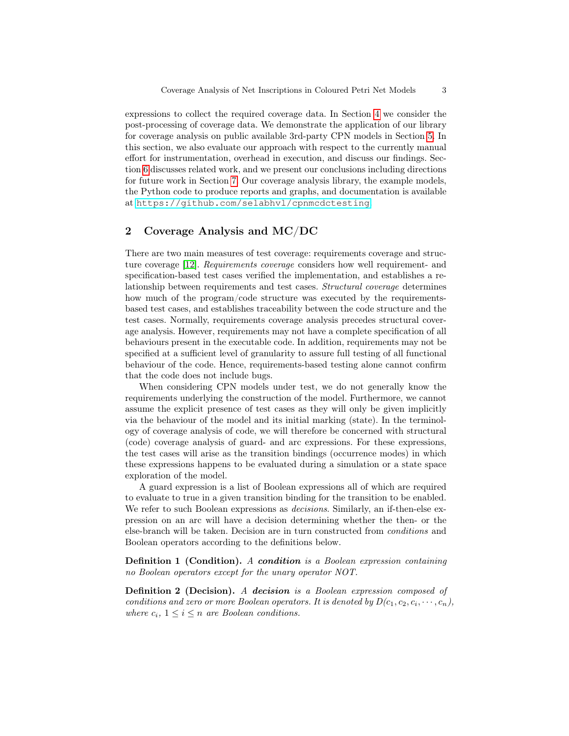expressions to collect the required coverage data. In Section 4 we consider the post-processing of coverage data. We demonstrate the application of our library for coverage analysis on public available 3rd-party CPN models in Section 5. In this section, we also evaluate our approach with respect to the currently manual effort for instrumentation, overhead in execution, and discuss our findings. Section 6 discusses related work, and we present our conclusions including directions for future work in Section 7. Our coverage analysis library, the example models, the Python code to produce reports and graphs, and documentation is available at https://github.com/selabhvl/cpnmcdctesting.

## 2 Coverage Analysis and MC/DC

There are two main measures of test coverage: requirements coverage and structure coverage [12]. *Requirements coverage* considers how well requirement- and specification-based test cases verified the implementation, and establishes a relationship between requirements and test cases. *Structural coverage* determines how much of the program/code structure was executed by the requirements-based test cases, and establishes traceability between the code structure and the test cases. Normally, requirements coverage analysis precedes structural coverage analysis. However, requirements may not have a complete specification of all behaviours present in the executable code. In addition, requirements may not be specified at a sufficient level of granularity to assure full testing of all functional behaviour of the code. Hence, requirements-based testing alone cannot confirm that the code does not include bugs.

When considering CPN models under test, we do not generally know the requirements underlying the construction of the model. Furthermore, we cannot assume the explicit presence of test cases as they will only be given implicitly via the behaviour of the model and its initial marking (state). In the terminology of coverage analysis of code, we will therefore be concerned with structural (code) coverage analysis of guard- and arc expressions. For these expressions, the test cases will arise as the transition bindings (occurrence modes) in which these expressions happens to be evaluated during a simulation or a state space exploration of the model.

A guard expression is a list of Boolean expressions all of which are required to evaluate to true in a given transition binding for the transition to be enabled. We refer to such Boolean expressions as *decisions*. Similarly, an if-then-else expression on an arc will have a decision determining whether the then- or the else-branch will be taken. Decision are in turn constructed from *conditions* and Boolean operators according to the definitions below.

**Definition 1 (Condition).** *A* ***condition*** *is a Boolean expression containing no Boolean operators except for the unary operator NOT.*

**Definition 2 (Decision).** *A* ***decision*** *is a Boolean expression composed of conditions and zero or more Boolean operators. It is denoted by* $D(c_1, c_2, c_i, \cdots, c_n)$*, where* $c_i$*,* $1 \leq i \leq n$ *are Boolean conditions.*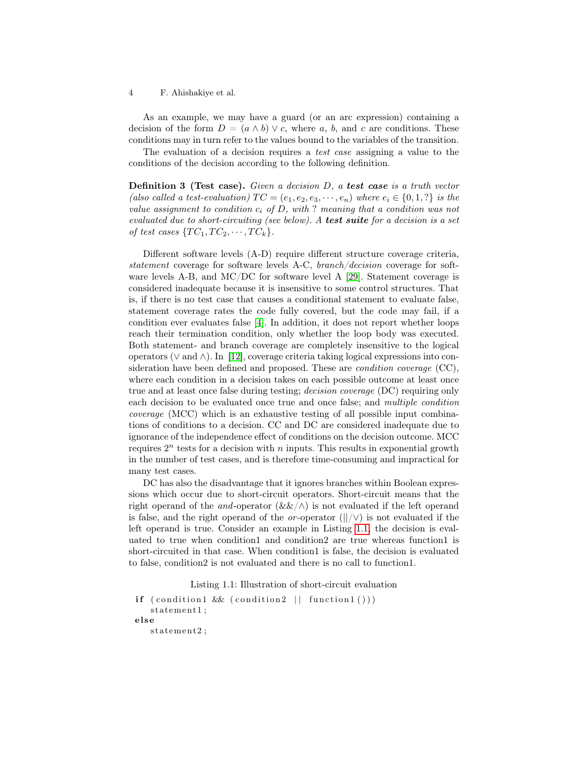As an example, we may have a guard (or an arc expression) containing a decision of the form $D = (a \wedge b) \vee c$, where $a$, $b$, and $c$ are conditions. These conditions may in turn refer to the values bound to the variables of the transition.

The evaluation of a decision requires a *test case* assigning a value to the conditions of the decision according to the following definition.

**Definition 3 (Test case).** *Given a decision $D$, a* ***test case*** *is a truth vector (also called a test-evaluation) $TC = (e_1, e_2, e_3, \cdots, e_n)$ where $e_i \in \{0, 1, ?\}$ is the value assignment to condition $c_i$ of $D$, with ? meaning that a condition was not evaluated due to short-circuiting (see below). A* ***test suite*** *for a decision is a set of test cases $\{TC_1, TC_2, \cdots, TC_k\}$.*

Different software levels (A-D) require different structure coverage criteria, *statement* coverage for software levels A-C, *branch/decision* coverage for software levels A-B, and MC/DC for software level A [29]. Statement coverage is considered inadequate because it is insensitive to some control structures. That is, if there is no test case that causes a conditional statement to evaluate false, statement coverage rates the code fully covered, but the code may fail, if a condition ever evaluates false [4]. In addition, it does not report whether loops reach their termination condition, only whether the loop body was executed. Both statement- and branch coverage are completely insensitive to the logical operators ($\vee$ and $\wedge$). In [12], coverage criteria taking logical expressions into consideration have been defined and proposed. These are *condition coverage* (CC), where each condition in a decision takes on each possible outcome at least once true and at least once false during testing; *decision coverage* (DC) requiring only each decision to be evaluated once true and once false; and *multiple condition coverage* (MCC) which is an exhaustive testing of all possible input combinations of conditions to a decision. CC and DC are considered inadequate due to ignorance of the independence effect of conditions on the decision outcome. MCC requires $2^n$ tests for a decision with $n$ inputs. This results in exponential growth in the number of test cases, and is therefore time-consuming and impractical for many test cases.

DC has also the disadvantage that it ignores branches within Boolean expressions which occur due to short-circuit operators. Short-circuit means that the right operand of the *and*-operator (&&/$\wedge$) is not evaluated if the left operand is false, and the right operand of the *or*-operator (||/$\vee$) is not evaluated if the left operand is true. Consider an example in Listing 1.1, the decision is evaluated to true when condition1 and condition2 are true whereas function1 is short-circuited in that case. When condition1 is false, the decision is evaluated to false, condition2 is not evaluated and there is no call to function1.

Listing 1.1: Illustration of short-circuit evaluation

```
if (condition1 && (condition2 || function1()))
    statement1;
else
    statement2;
```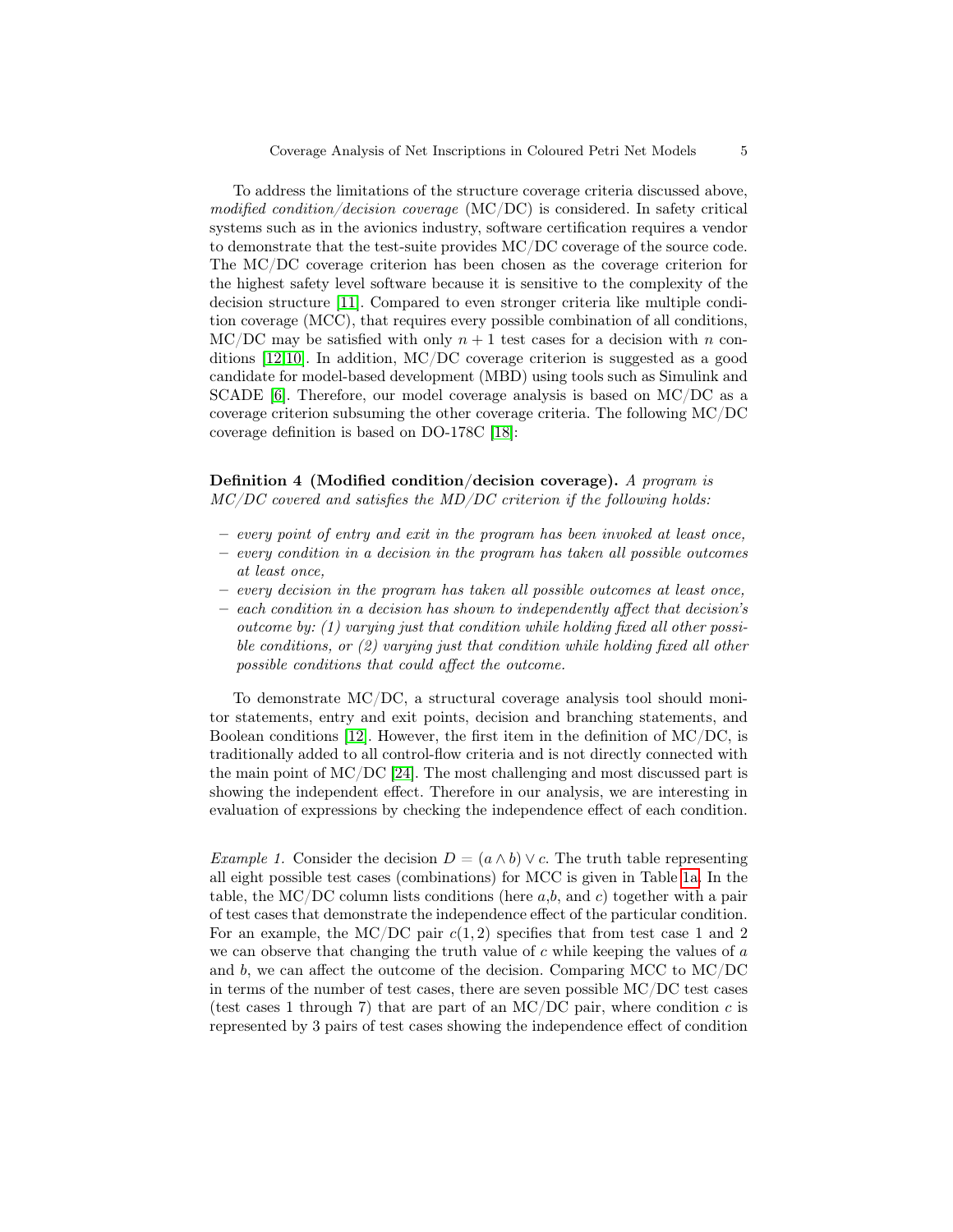To address the limitations of the structure coverage criteria discussed above, *modified condition/decision coverage* (MC/DC) is considered. In safety critical systems such as in the avionics industry, software certification requires a vendor to demonstrate that the test-suite provides MC/DC coverage of the source code. The MC/DC coverage criterion has been chosen as the coverage criterion for the highest safety level software because it is sensitive to the complexity of the decision structure [11]. Compared to even stronger criteria like multiple condition coverage (MCC), that requires every possible combination of all conditions, MC/DC may be satisfied with only $n + 1$ test cases for a decision with $n$ conditions [12,10]. In addition, MC/DC coverage criterion is suggested as a good candidate for model-based development (MBD) using tools such as Simulink and SCADE [6]. Therefore, our model coverage analysis is based on MC/DC as a coverage criterion subsuming the other coverage criteria. The following MC/DC coverage definition is based on DO-178C [18]:

**Definition 4 (Modified condition/decision coverage).** *A program is MC/DC covered and satisfies the MD/DC criterion if the following holds:*

- *every point of entry and exit in the program has been invoked at least once,*
- *every condition in a decision in the program has taken all possible outcomes at least once,*
- *every decision in the program has taken all possible outcomes at least once,*
- *each condition in a decision has shown to independently affect that decision's outcome by: (1) varying just that condition while holding fixed all other possible conditions, or (2) varying just that condition while holding fixed all other possible conditions that could affect the outcome.*

To demonstrate MC/DC, a structural coverage analysis tool should monitor statements, entry and exit points, decision and branching statements, and Boolean conditions [12]. However, the first item in the definition of MC/DC, is traditionally added to all control-flow criteria and is not directly connected with the main point of MC/DC [24]. The most challenging and most discussed part is showing the independent effect. Therefore in our analysis, we are interesting in evaluation of expressions by checking the independence effect of each condition.

*Example 1.* Consider the decision $D = (a \wedge b) \vee c$. The truth table representing all eight possible test cases (combinations) for MCC is given in Table 1a. In the table, the MC/DC column lists conditions (here $a$,$b$, and $c$) together with a pair of test cases that demonstrate the independence effect of the particular condition. For an example, the MC/DC pair $c(1, 2)$ specifies that from test case 1 and 2 we can observe that changing the truth value of $c$ while keeping the values of $a$ and $b$, we can affect the outcome of the decision. Comparing MCC to MC/DC in terms of the number of test cases, there are seven possible MC/DC test cases (test cases 1 through 7) that are part of an MC/DC pair, where condition $c$ is represented by 3 pairs of test cases showing the independence effect of condition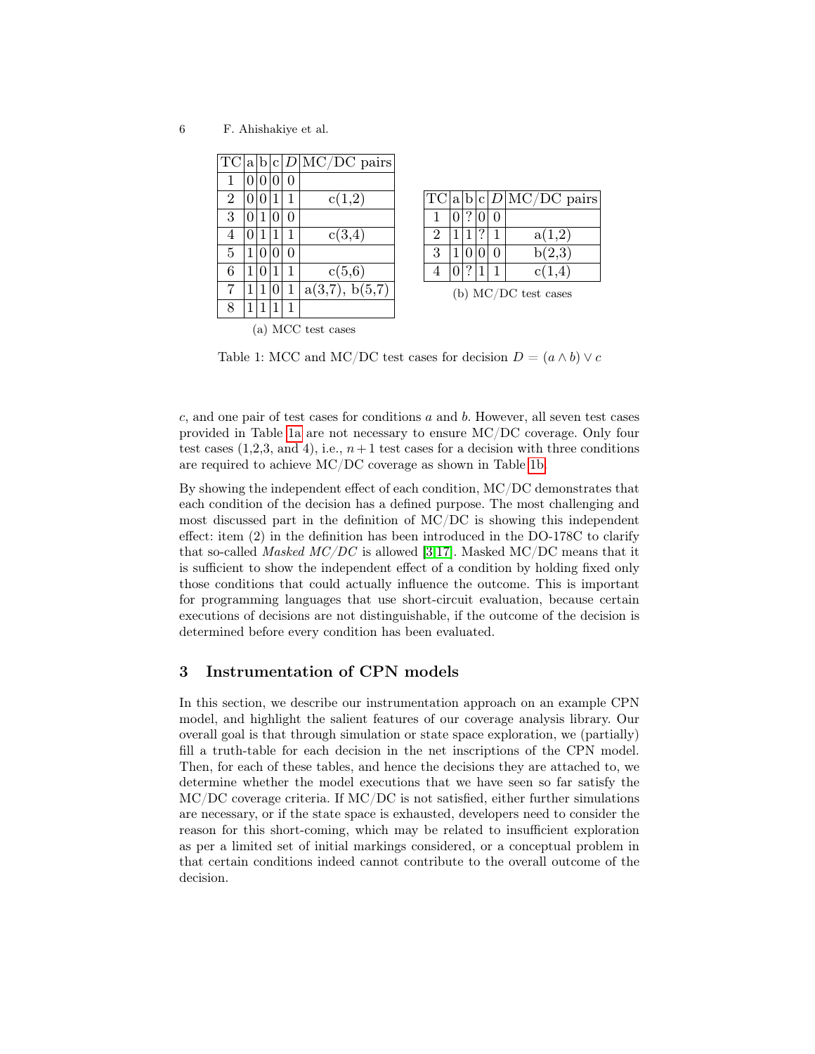| TC | a | b | c | $D$ | MC/DC pairs |
|---|---|---|---|---|---|
| 1 | 0 | 0 | 0 | 0 | |
| 2 | 0 | 0 | 1 | 1 | c(1,2) |
| 3 | 0 | 1 | 0 | 0 | |
| 4 | 0 | 1 | 1 | 1 | c(3,4) |
| 5 | 1 | 0 | 0 | 0 | |
| 6 | 1 | 0 | 1 | 1 | c(5,6) |
| 7 | 1 | 1 | 0 | 1 | a(3,7), b(5,7) |
| 8 | 1 | 1 | 1 | 1 | |

(a) MCC test cases

| TC | a | b | c | $D$ | MC/DC pairs |
|---|---|---|---|---|---|
| 1 | 0 | ? | 0 | 0 | |
| 2 | 1 | 1 | ? | 1 | a(1,2) |
| 3 | 1 | 0 | 0 | 0 | b(2,3) |
| 4 | 0 | ? | 1 | 1 | c(1,4) |

(b) MC/DC test cases

Table 1: MCC and MC/DC test cases for decision $D = (a \wedge b) \vee c$

$c$, and one pair of test cases for conditions $a$ and $b$. However, all seven test cases provided in Table 1a are not necessary to ensure MC/DC coverage. Only four test cases (1,2,3, and 4), i.e., $n+1$ test cases for a decision with three conditions are required to achieve MC/DC coverage as shown in Table 1b.

By showing the independent effect of each condition, MC/DC demonstrates that each condition of the decision has a defined purpose. The most challenging and most discussed part in the definition of MC/DC is showing this independent effect: item (2) in the definition has been introduced in the DO-178C to clarify that so-called *Masked MC/DC* is allowed [3,17]. Masked MC/DC means that it is sufficient to show the independent effect of a condition by holding fixed only those conditions that could actually influence the outcome. This is important for programming languages that use short-circuit evaluation, because certain executions of decisions are not distinguishable, if the outcome of the decision is determined before every condition has been evaluated.

## 3 Instrumentation of CPN models

In this section, we describe our instrumentation approach on an example CPN model, and highlight the salient features of our coverage analysis library. Our overall goal is that through simulation or state space exploration, we (partially) fill a truth-table for each decision in the net inscriptions of the CPN model. Then, for each of these tables, and hence the decisions they are attached to, we determine whether the model executions that we have seen so far satisfy the MC/DC coverage criteria. If MC/DC is not satisfied, either further simulations are necessary, or if the state space is exhausted, developers need to consider the reason for this short-coming, which may be related to insufficient exploration as per a limited set of initial markings considered, or a conceptual problem in that certain conditions indeed cannot contribute to the overall outcome of the decision.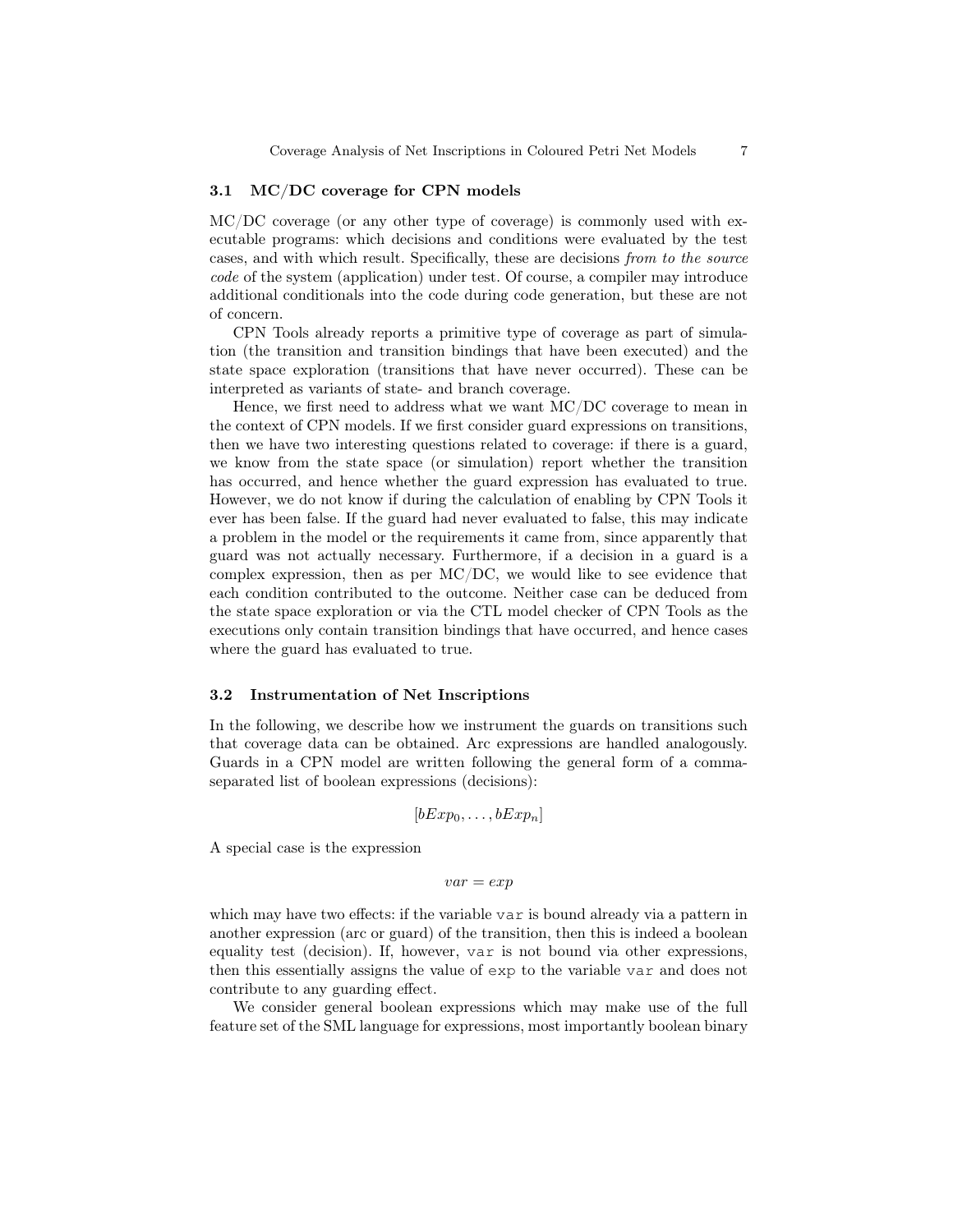### 3.1 MC/DC coverage for CPN models

MC/DC coverage (or any other type of coverage) is commonly used with executable programs: which decisions and conditions were evaluated by the test cases, and with which result. Specifically, these are decisions *from to the source code* of the system (application) under test. Of course, a compiler may introduce additional conditionals into the code during code generation, but these are not of concern.

CPN Tools already reports a primitive type of coverage as part of simulation (the transition and transition bindings that have been executed) and the state space exploration (transitions that have never occurred). These can be interpreted as variants of state- and branch coverage.

Hence, we first need to address what we want MC/DC coverage to mean in the context of CPN models. If we first consider guard expressions on transitions, then we have two interesting questions related to coverage: if there is a guard, we know from the state space (or simulation) report whether the transition has occurred, and hence whether the guard expression has evaluated to true. However, we do not know if during the calculation of enabling by CPN Tools it ever has been false. If the guard had never evaluated to false, this may indicate a problem in the model or the requirements it came from, since apparently that guard was not actually necessary. Furthermore, if a decision in a guard is a complex expression, then as per MC/DC, we would like to see evidence that each condition contributed to the outcome. Neither case can be deduced from the state space exploration or via the CTL model checker of CPN Tools as the executions only contain transition bindings that have occurred, and hence cases where the guard has evaluated to true.

### 3.2 Instrumentation of Net Inscriptions

In the following, we describe how we instrument the guards on transitions such that coverage data can be obtained. Arc expressions are handled analogously. Guards in a CPN model are written following the general form of a comma-separated list of boolean expressions (decisions):

$$[bExp_0, \ldots, bExp_n]$$

A special case is the expression

$$var = exp$$

which may have two effects: if the variable `var` is bound already via a pattern in another expression (arc or guard) of the transition, then this is indeed a boolean equality test (decision). If, however, `var` is not bound via other expressions, then this essentially assigns the value of `exp` to the variable `var` and does not contribute to any guarding effect.

We consider general boolean expressions which may make use of the full feature set of the SML language for expressions, most importantly boolean binary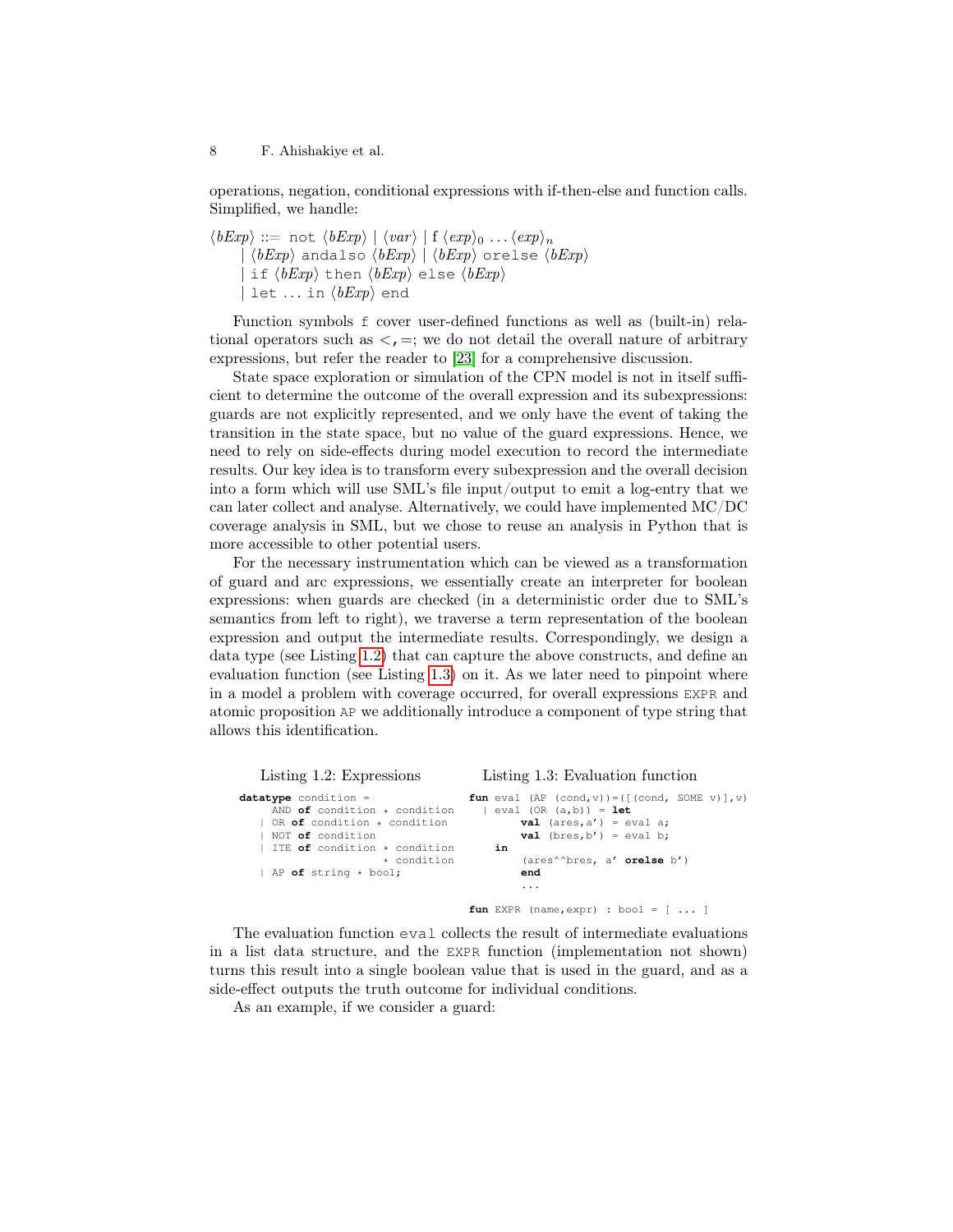operations, negation, conditional expressions with if-then-else and function calls. Simplified, we handle:

$$\langle bExp \rangle ::= \texttt{not}\ \langle bExp \rangle \mid \langle var \rangle \mid \mathrm{f}\ \langle exp \rangle_0 \ldots \langle exp \rangle_n$$
$$\mid \langle bExp \rangle\ \texttt{andalso}\ \langle bExp \rangle \mid \langle bExp \rangle\ \texttt{orelse}\ \langle bExp \rangle$$
$$\mid \texttt{if}\ \langle bExp \rangle\ \texttt{then}\ \langle bExp \rangle\ \texttt{else}\ \langle bExp \rangle$$
$$\mid \texttt{let} \ldots \texttt{in}\ \langle bExp \rangle\ \texttt{end}$$

Function symbols f cover user-defined functions as well as (built-in) relational operators such as $<, =$; we do not detail the overall nature of arbitrary expressions, but refer the reader to [23] for a comprehensive discussion.

State space exploration or simulation of the CPN model is not in itself sufficient to determine the outcome of the overall expression and its subexpressions: guards are not explicitly represented, and we only have the event of taking the transition in the state space, but no value of the guard expressions. Hence, we need to rely on side-effects during model execution to record the intermediate results. Our key idea is to transform every subexpression and the overall decision into a form which will use SML's file input/output to emit a log-entry that we can later collect and analyse. Alternatively, we could have implemented MC/DC coverage analysis in SML, but we chose to reuse an analysis in Python that is more accessible to other potential users.

For the necessary instrumentation which can be viewed as a transformation of guard and arc expressions, we essentially create an interpreter for boolean expressions: when guards are checked (in a deterministic order due to SML's semantics from left to right), we traverse a term representation of the boolean expression and output the intermediate results. Correspondingly, we design a data type (see Listing 1.2) that can capture the above constructs, and define an evaluation function (see Listing 1.3) on it. As we later need to pinpoint where in a model a problem with coverage occurred, for overall expressions `EXPR` and atomic proposition `AP` we additionally introduce a component of type string that allows this identification.

Listing 1.2: Expressions

```
datatype condition =
    AND of condition * condition
  | OR of condition * condition
  | NOT of condition
  | ITE of condition * condition
                   * condition
  | AP of string * bool;
```

Listing 1.3: Evaluation function

```
fun eval (AP (cond,v))=([(cond, SOME v)],v)
  | eval (OR (a,b)) = let
        val (ares,a') = eval a;
        val (bres,b') = eval b;
    in
        (ares^^bres, a' orelse b')
        end
        ...

fun EXPR (name,expr) : bool = [ ... ]
```

The evaluation function `eval` collects the result of intermediate evaluations in a list data structure, and the `EXPR` function (implementation not shown) turns this result into a single boolean value that is used in the guard, and as a side-effect outputs the truth outcome for individual conditions.

As an example, if we consider a guard: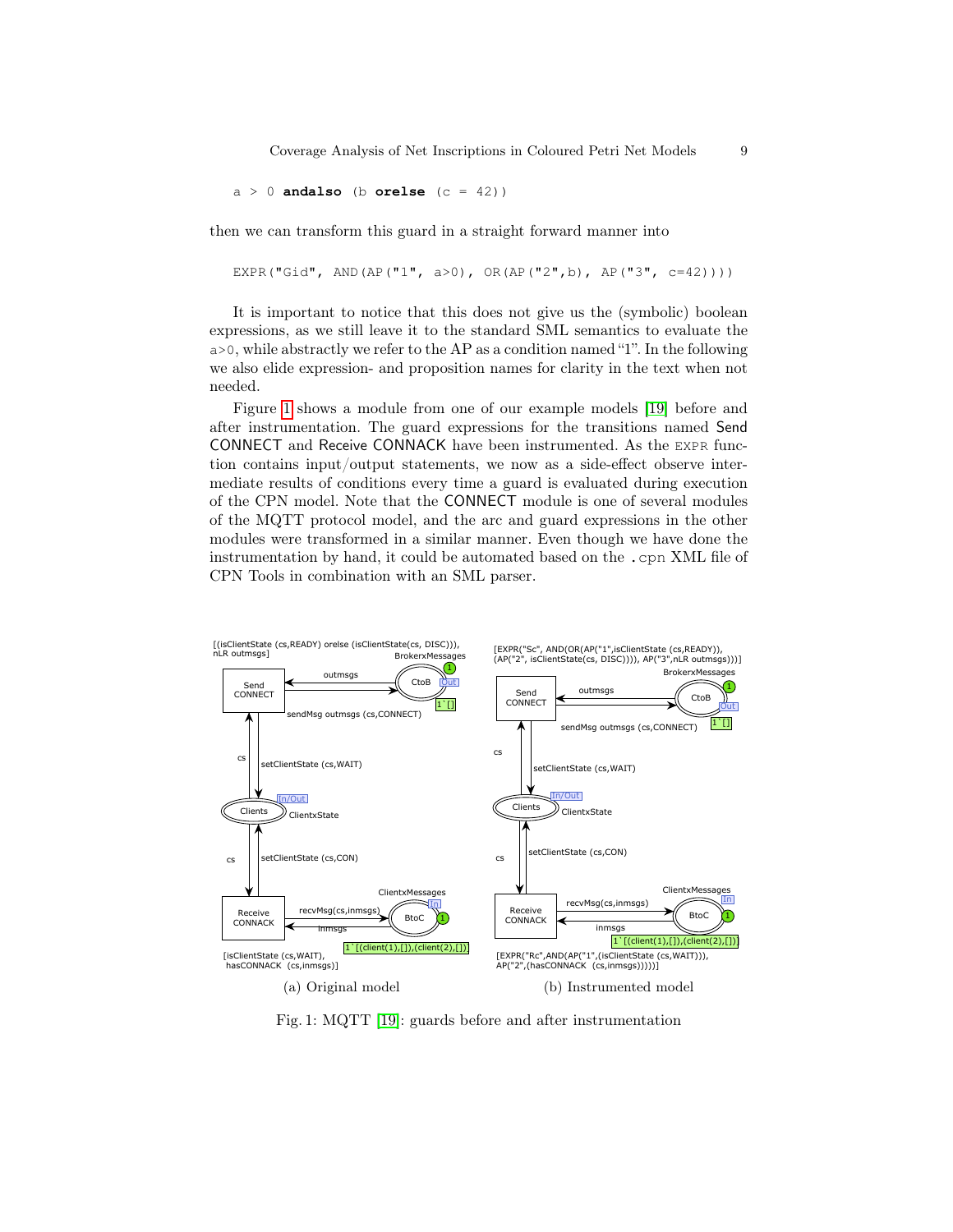```
a > 0 andalso (b orelse (c = 42))
```

then we can transform this guard in a straight forward manner into

```
EXPR("Gid", AND(AP("1", a>0), OR(AP("2",b), AP("3", c=42))))
```

It is important to notice that this does not give us the (symbolic) boolean expressions, as we still leave it to the standard SML semantics to evaluate the `a>0`, while abstractly we refer to the AP as a condition named "1". In the following we also elide expression- and proposition names for clarity in the text when not needed.

Figure 1 shows a module from one of our example models [19] before and after instrumentation. The guard expressions for the transitions named Send CONNECT and Receive CONNACK have been instrumented. As the `EXPR` function contains input/output statements, we now as a side-effect observe intermediate results of conditions every time a guard is evaluated during execution of the CPN model. Note that the CONNECT module is one of several modules of the MQTT protocol model, and the arc and guard expressions in the other modules were transformed in a similar manner. Even though we have done the instrumentation by hand, it could be automated based on the `.cpn` XML file of CPN Tools in combination with an SML parser.

(a) Original model

(b) Instrumented model

Fig. 1: MQTT [19]: guards before and after instrumentation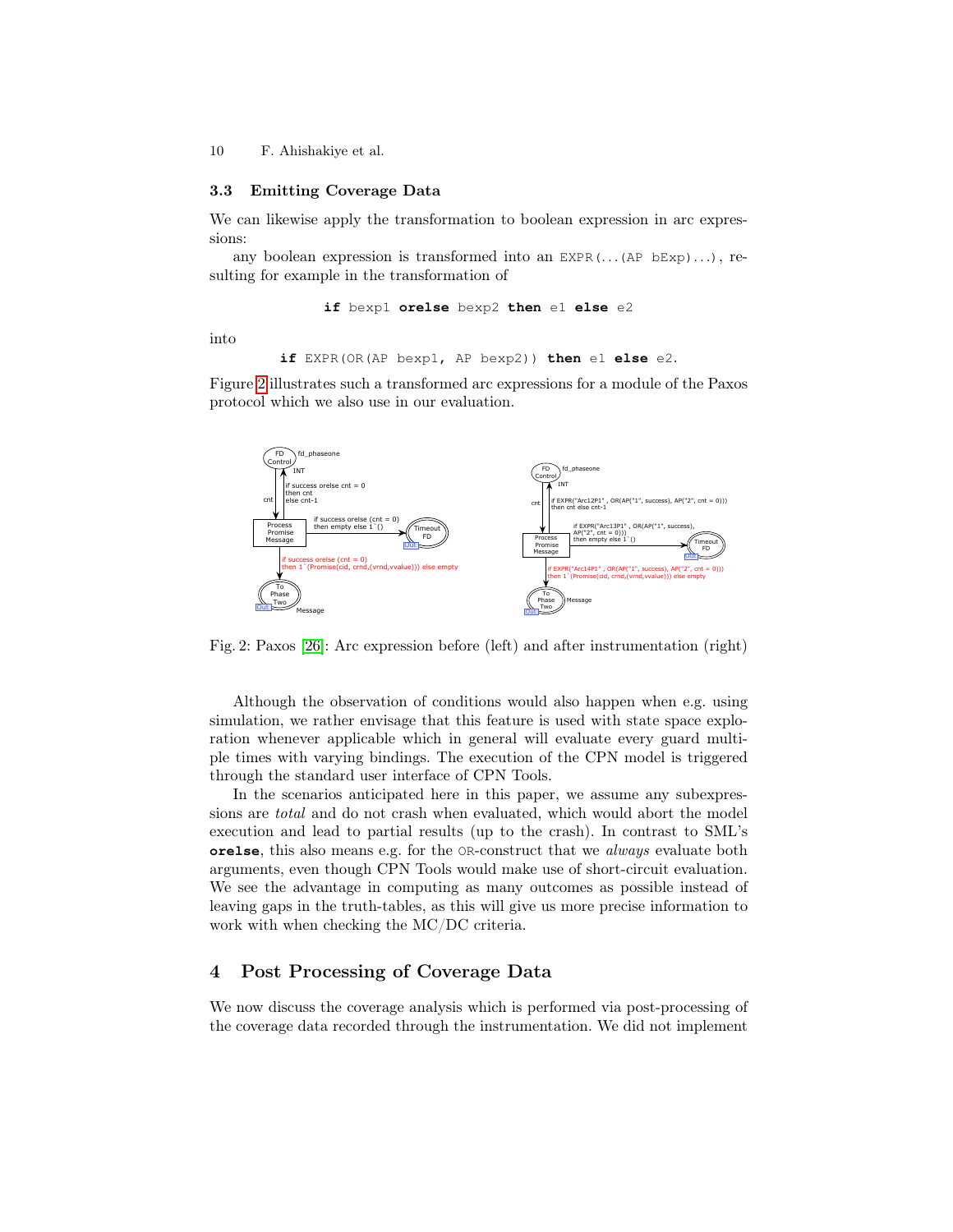### 3.3 Emitting Coverage Data

We can likewise apply the transformation to boolean expression in arc expressions:

any boolean expression is transformed into an `EXPR(...(AP bExp)...)`, resulting for example in the transformation of

```
if bexp1 orelse bexp2 then e1 else e2
```

into

```
if EXPR(OR(AP bexp1, AP bexp2)) then e1 else e2.
```

Figure 2 illustrates such a transformed arc expressions for a module of the Paxos protocol which we also use in our evaluation.

Fig. 2: Paxos [26]: Arc expression before (left) and after instrumentation (right)

Although the observation of conditions would also happen when e.g. using simulation, we rather envisage that this feature is used with state space exploration whenever applicable which in general will evaluate every guard multiple times with varying bindings. The execution of the CPN model is triggered through the standard user interface of CPN Tools.

In the scenarios anticipated here in this paper, we assume any subexpressions are *total* and do not crash when evaluated, which would abort the model execution and lead to partial results (up to the crash). In contrast to SML's **orelse**, this also means e.g. for the `OR`-construct that we *always* evaluate both arguments, even though CPN Tools would make use of short-circuit evaluation. We see the advantage in computing as many outcomes as possible instead of leaving gaps in the truth-tables, as this will give us more precise information to work with when checking the MC/DC criteria.

# 4 Post Processing of Coverage Data

We now discuss the coverage analysis which is performed via post-processing of the coverage data recorded through the instrumentation. We did not implement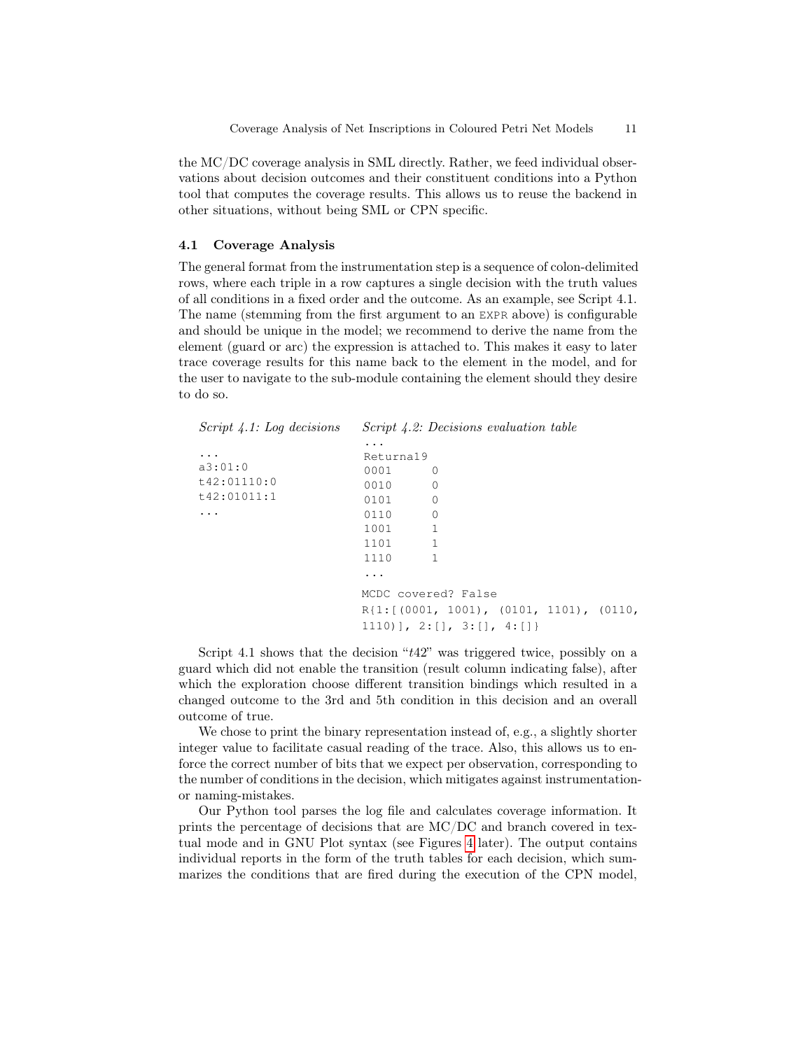the MC/DC coverage analysis in SML directly. Rather, we feed individual observations about decision outcomes and their constituent conditions into a Python tool that computes the coverage results. This allows us to reuse the backend in other situations, without being SML or CPN specific.

### 4.1 Coverage Analysis

The general format from the instrumentation step is a sequence of colon-delimited rows, where each triple in a row captures a single decision with the truth values of all conditions in a fixed order and the outcome. As an example, see Script 4.1. The name (stemming from the first argument to an `EXPR` above) is configurable and should be unique in the model; we recommend to derive the name from the element (guard or arc) the expression is attached to. This makes it easy to later trace coverage results for this name back to the element in the model, and for the user to navigate to the sub-module containing the element should they desire to do so.

*Script 4.1: Log decisions*

```
...
a3:01:0
t42:01110:0
t42:01011:1
...
```

*Script 4.2: Decisions evaluation table*

```
...
Returna19
0001      0
0010      0
0101      0
0110      0
1001      1
1101      1
1110      1
...
MCDC covered? False
R{1:[(0001, 1001), (0101, 1101), (0110,
1110)], 2:[], 3:[], 4:[]}
```

Script 4.1 shows that the decision "*t*42" was triggered twice, possibly on a guard which did not enable the transition (result column indicating false), after which the exploration choose different transition bindings which resulted in a changed outcome to the 3rd and 5th condition in this decision and an overall outcome of true.

We chose to print the binary representation instead of, e.g., a slightly shorter integer value to facilitate casual reading of the trace. Also, this allows us to enforce the correct number of bits that we expect per observation, corresponding to the number of conditions in the decision, which mitigates against instrumentation- or naming-mistakes.

Our Python tool parses the log file and calculates coverage information. It prints the percentage of decisions that are MC/DC and branch covered in textual mode and in GNU Plot syntax (see Figures 4 later). The output contains individual reports in the form of the truth tables for each decision, which summarizes the conditions that are fired during the execution of the CPN model,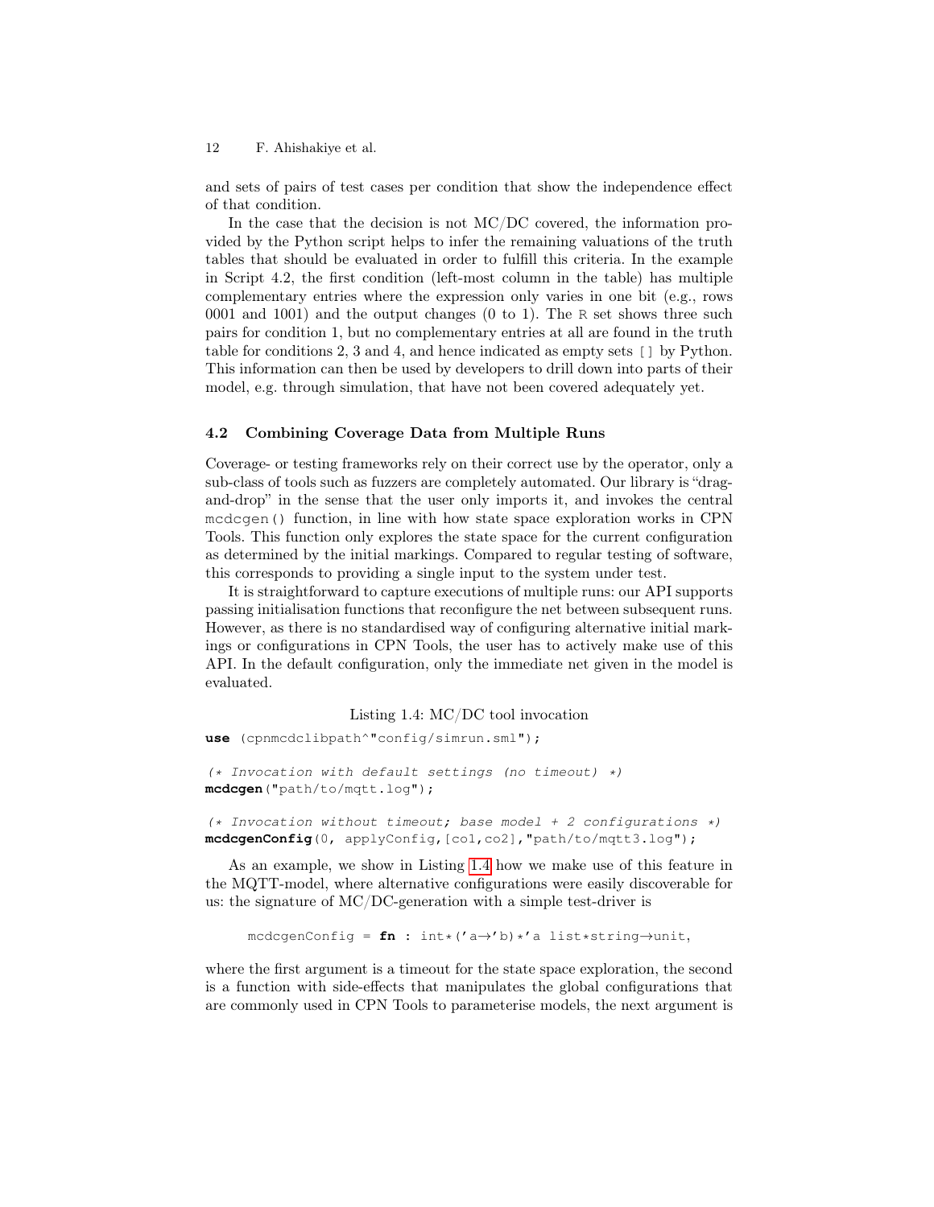and sets of pairs of test cases per condition that show the independence effect of that condition.

In the case that the decision is not MC/DC covered, the information provided by the Python script helps to infer the remaining valuations of the truth tables that should be evaluated in order to fulfill this criteria. In the example in Script 4.2, the first condition (left-most column in the table) has multiple complementary entries where the expression only varies in one bit (e.g., rows 0001 and 1001) and the output changes (0 to 1). The R set shows three such pairs for condition 1, but no complementary entries at all are found in the truth table for conditions 2, 3 and 4, and hence indicated as empty sets [] by Python. This information can then be used by developers to drill down into parts of their model, e.g. through simulation, that have not been covered adequately yet.

### 4.2 Combining Coverage Data from Multiple Runs

Coverage- or testing frameworks rely on their correct use by the operator, only a sub-class of tools such as fuzzers are completely automated. Our library is "drag-and-drop" in the sense that the user only imports it, and invokes the central mcdcgen() function, in line with how state space exploration works in CPN Tools. This function only explores the state space for the current configuration as determined by the initial markings. Compared to regular testing of software, this corresponds to providing a single input to the system under test.

It is straightforward to capture executions of multiple runs: our API supports passing initialisation functions that reconfigure the net between subsequent runs. However, as there is no standardised way of configuring alternative initial markings or configurations in CPN Tools, the user has to actively make use of this API. In the default configuration, only the immediate net given in the model is evaluated.

Listing 1.4: MC/DC tool invocation

```
use (cpnmcdclibpath^"config/simrun.sml");

(* Invocation with default settings (no timeout) *)
mcdcgen("path/to/mqtt.log");

(* Invocation without timeout; base model + 2 configurations *)
mcdcgenConfig(0, applyConfig,[co1,co2],"path/to/mqtt3.log");
```

As an example, we show in Listing 1.4 how we make use of this feature in the MQTT-model, where alternative configurations were easily discoverable for us: the signature of MC/DC-generation with a simple test-driver is

```
mcdcgenConfig = fn : int*('a→'b)*'a list*string→unit,
```

where the first argument is a timeout for the state space exploration, the second is a function with side-effects that manipulates the global configurations that are commonly used in CPN Tools to parameterise models, the next argument is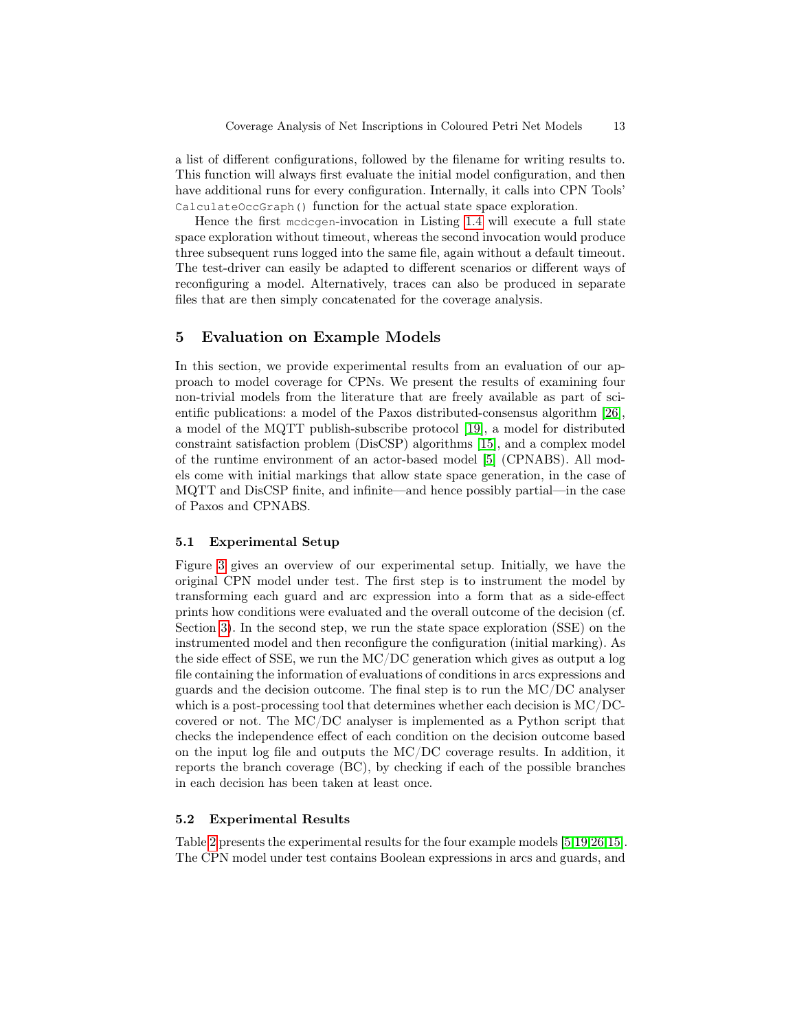a list of different configurations, followed by the filename for writing results to. This function will always first evaluate the initial model configuration, and then have additional runs for every configuration. Internally, it calls into CPN Tools' `CalculateOccGraph()` function for the actual state space exploration.

Hence the first `mcdcgen`-invocation in Listing 1.4 will execute a full state space exploration without timeout, whereas the second invocation would produce three subsequent runs logged into the same file, again without a default timeout. The test-driver can easily be adapted to different scenarios or different ways of reconfiguring a model. Alternatively, traces can also be produced in separate files that are then simply concatenated for the coverage analysis.

## 5 Evaluation on Example Models

In this section, we provide experimental results from an evaluation of our approach to model coverage for CPNs. We present the results of examining four non-trivial models from the literature that are freely available as part of scientific publications: a model of the Paxos distributed-consensus algorithm [26], a model of the MQTT publish-subscribe protocol [19], a model for distributed constraint satisfaction problem (DisCSP) algorithms [15], and a complex model of the runtime environment of an actor-based model [5] (CPNABS). All models come with initial markings that allow state space generation, in the case of MQTT and DisCSP finite, and infinite—and hence possibly partial—in the case of Paxos and CPNABS.

### 5.1 Experimental Setup

Figure 3 gives an overview of our experimental setup. Initially, we have the original CPN model under test. The first step is to instrument the model by transforming each guard and arc expression into a form that as a side-effect prints how conditions were evaluated and the overall outcome of the decision (cf. Section 3). In the second step, we run the state space exploration (SSE) on the instrumented model and then reconfigure the configuration (initial marking). As the side effect of SSE, we run the MC/DC generation which gives as output a log file containing the information of evaluations of conditions in arcs expressions and guards and the decision outcome. The final step is to run the MC/DC analyser which is a post-processing tool that determines whether each decision is MC/DC-covered or not. The MC/DC analyser is implemented as a Python script that checks the independence effect of each condition on the decision outcome based on the input log file and outputs the MC/DC coverage results. In addition, it reports the branch coverage (BC), by checking if each of the possible branches in each decision has been taken at least once.

### 5.2 Experimental Results

Table 2 presents the experimental results for the four example models [5,19,26,15]. The CPN model under test contains Boolean expressions in arcs and guards, and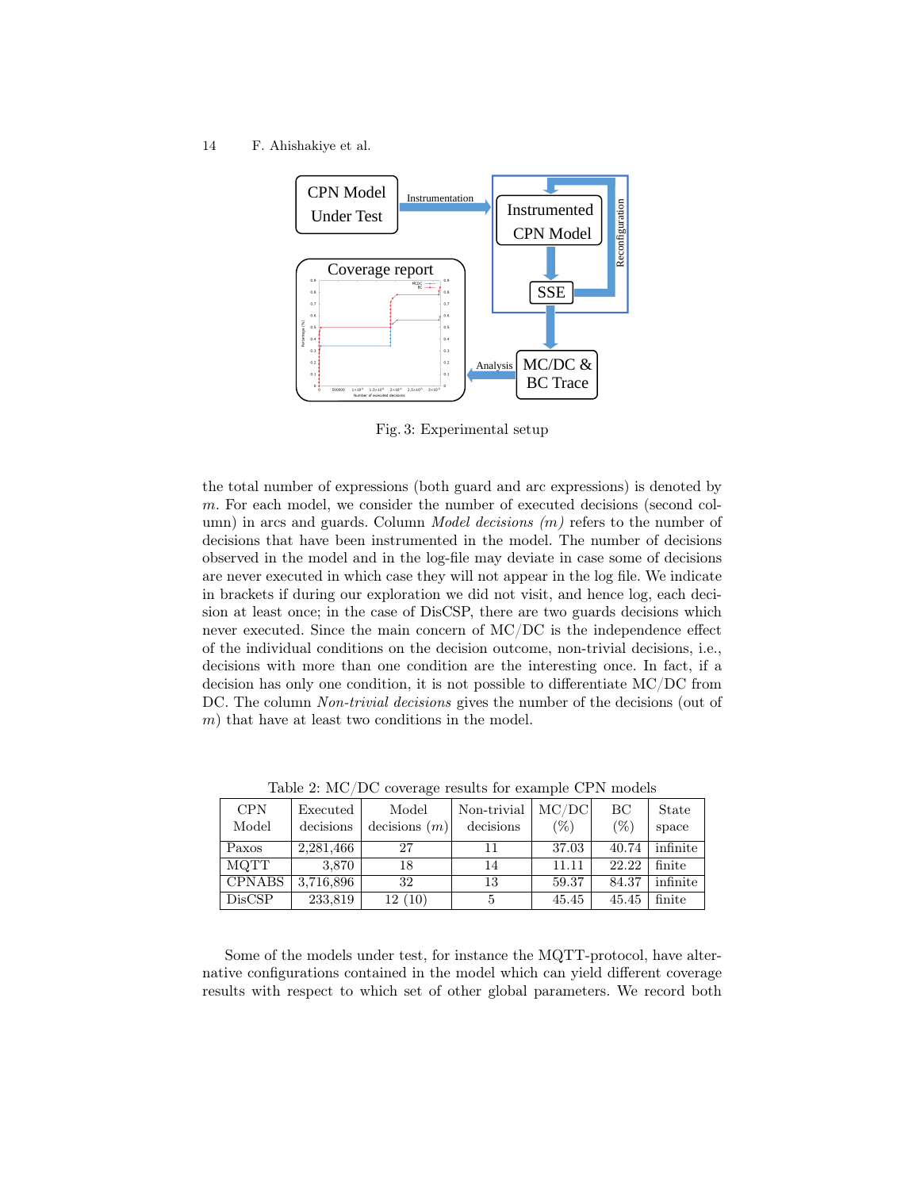Fig. 3: Experimental setup

the total number of expressions (both guard and arc expressions) is denoted by $m$. For each model, we consider the number of executed decisions (second column) in arcs and guards. Column *Model decisions (m)* refers to the number of decisions that have been instrumented in the model. The number of decisions observed in the model and in the log-file may deviate in case some of decisions are never executed in which case they will not appear in the log file. We indicate in brackets if during our exploration we did not visit, and hence log, each decision at least once; in the case of DisCSP, there are two guards decisions which never executed. Since the main concern of MC/DC is the independence effect of the individual conditions on the decision outcome, non-trivial decisions, i.e., decisions with more than one condition are the interesting once. In fact, if a decision has only one condition, it is not possible to differentiate MC/DC from DC. The column *Non-trivial decisions* gives the number of the decisions (out of $m$) that have at least two conditions in the model.

Table 2: MC/DC coverage results for example CPN models

| CPN Model | Executed decisions | Model decisions ($m$) | Non-trivial decisions | MC/DC (%) | BC (%) | State space |
|---|---|---|---|---|---|---|
| Paxos | 2,281,466 | 27 | 11 | 37.03 | 40.74 | infinite |
| MQTT | 3,870 | 18 | 14 | 11.11 | 22.22 | finite |
| CPNABS | 3,716,896 | 32 | 13 | 59.37 | 84.37 | infinite |
| DisCSP | 233,819 | 12 (10) | 5 | 45.45 | 45.45 | finite |

Some of the models under test, for instance the MQTT-protocol, have alternative configurations contained in the model which can yield different coverage results with respect to which set of other global parameters. We record both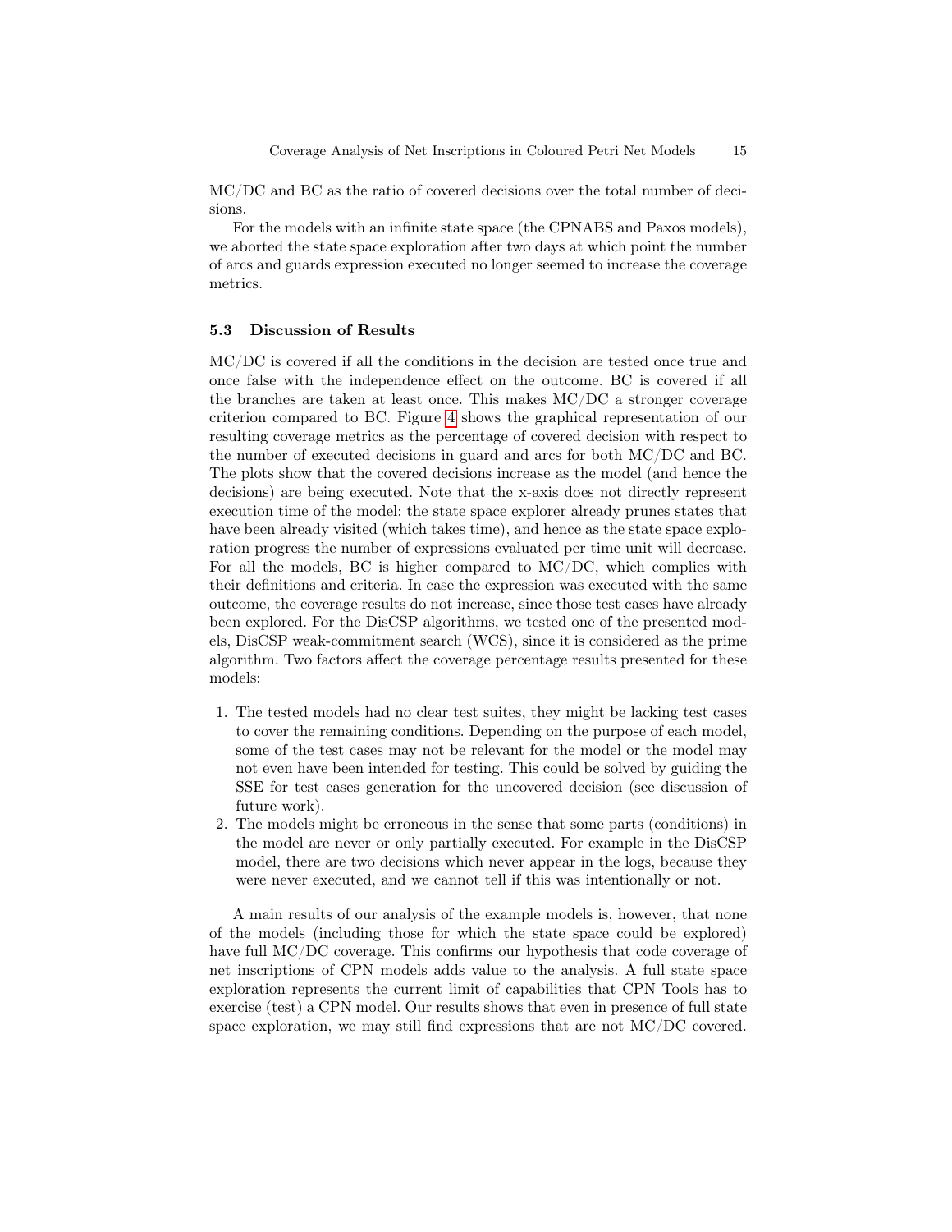MC/DC and BC as the ratio of covered decisions over the total number of decisions.

For the models with an infinite state space (the CPNABS and Paxos models), we aborted the state space exploration after two days at which point the number of arcs and guards expression executed no longer seemed to increase the coverage metrics.

### 5.3 Discussion of Results

MC/DC is covered if all the conditions in the decision are tested once true and once false with the independence effect on the outcome. BC is covered if all the branches are taken at least once. This makes MC/DC a stronger coverage criterion compared to BC. Figure 4 shows the graphical representation of our resulting coverage metrics as the percentage of covered decision with respect to the number of executed decisions in guard and arcs for both MC/DC and BC. The plots show that the covered decisions increase as the model (and hence the decisions) are being executed. Note that the x-axis does not directly represent execution time of the model: the state space explorer already prunes states that have been already visited (which takes time), and hence as the state space exploration progress the number of expressions evaluated per time unit will decrease. For all the models, BC is higher compared to MC/DC, which complies with their definitions and criteria. In case the expression was executed with the same outcome, the coverage results do not increase, since those test cases have already been explored. For the DisCSP algorithms, we tested one of the presented models, DisCSP weak-commitment search (WCS), since it is considered as the prime algorithm. Two factors affect the coverage percentage results presented for these models:

1. The tested models had no clear test suites, they might be lacking test cases to cover the remaining conditions. Depending on the purpose of each model, some of the test cases may not be relevant for the model or the model may not even have been intended for testing. This could be solved by guiding the SSE for test cases generation for the uncovered decision (see discussion of future work).
2. The models might be erroneous in the sense that some parts (conditions) in the model are never or only partially executed. For example in the DisCSP model, there are two decisions which never appear in the logs, because they were never executed, and we cannot tell if this was intentionally or not.

A main results of our analysis of the example models is, however, that none of the models (including those for which the state space could be explored) have full MC/DC coverage. This confirms our hypothesis that code coverage of net inscriptions of CPN models adds value to the analysis. A full state space exploration represents the current limit of capabilities that CPN Tools has to exercise (test) a CPN model. Our results shows that even in presence of full state space exploration, we may still find expressions that are not MC/DC covered.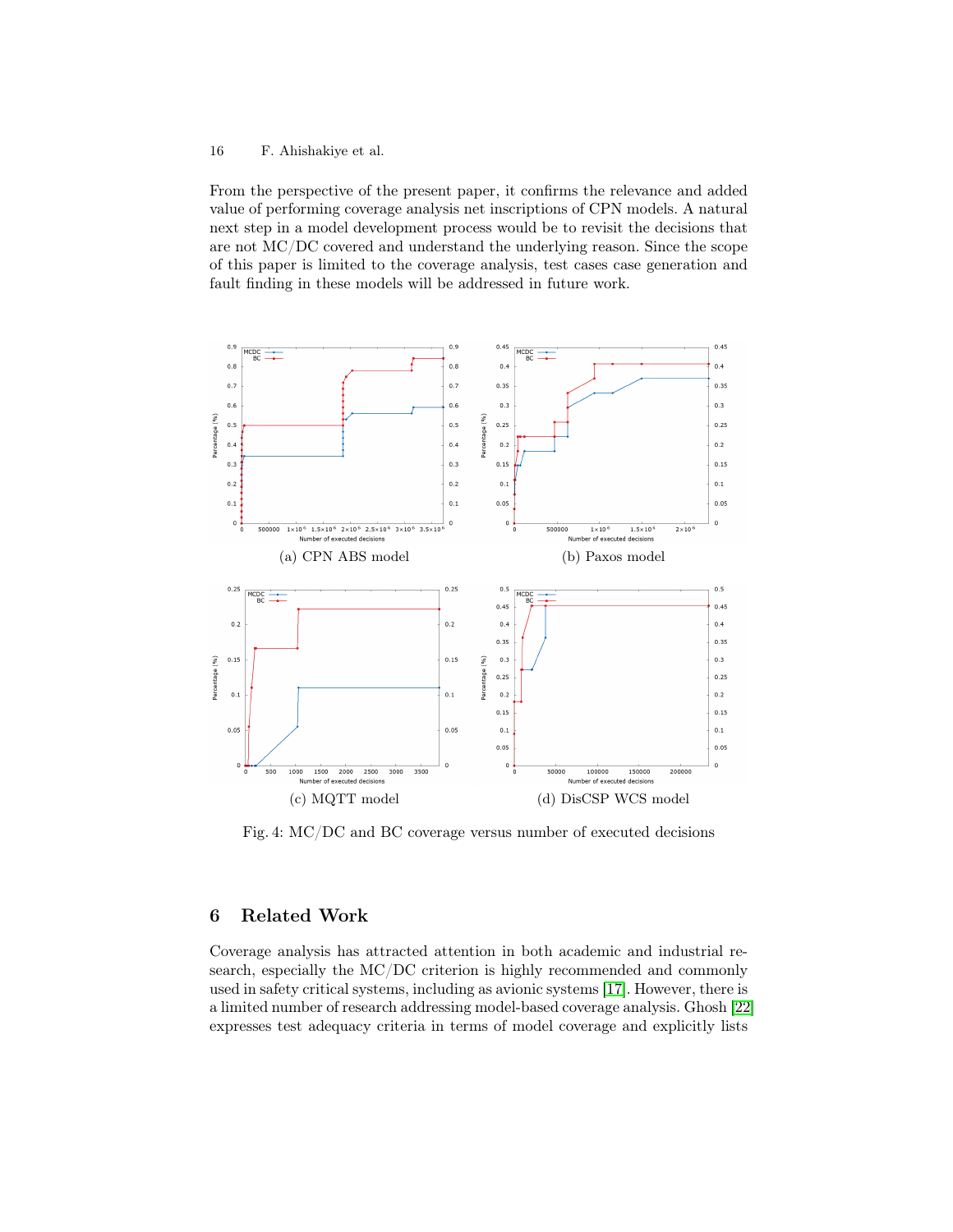From the perspective of the present paper, it confirms the relevance and added value of performing coverage analysis net inscriptions of CPN models. A natural next step in a model development process would be to revisit the decisions that are not MC/DC covered and understand the underlying reason. Since the scope of this paper is limited to the coverage analysis, test cases case generation and fault finding in these models will be addressed in future work.

(a) CPN ABS model

(b) Paxos model

(c) MQTT model

(d) DisCSP WCS model

Fig. 4: MC/DC and BC coverage versus number of executed decisions

## 6 Related Work

Coverage analysis has attracted attention in both academic and industrial research, especially the MC/DC criterion is highly recommended and commonly used in safety critical systems, including as avionic systems [17]. However, there is a limited number of research addressing model-based coverage analysis. Ghosh [22] expresses test adequacy criteria in terms of model coverage and explicitly lists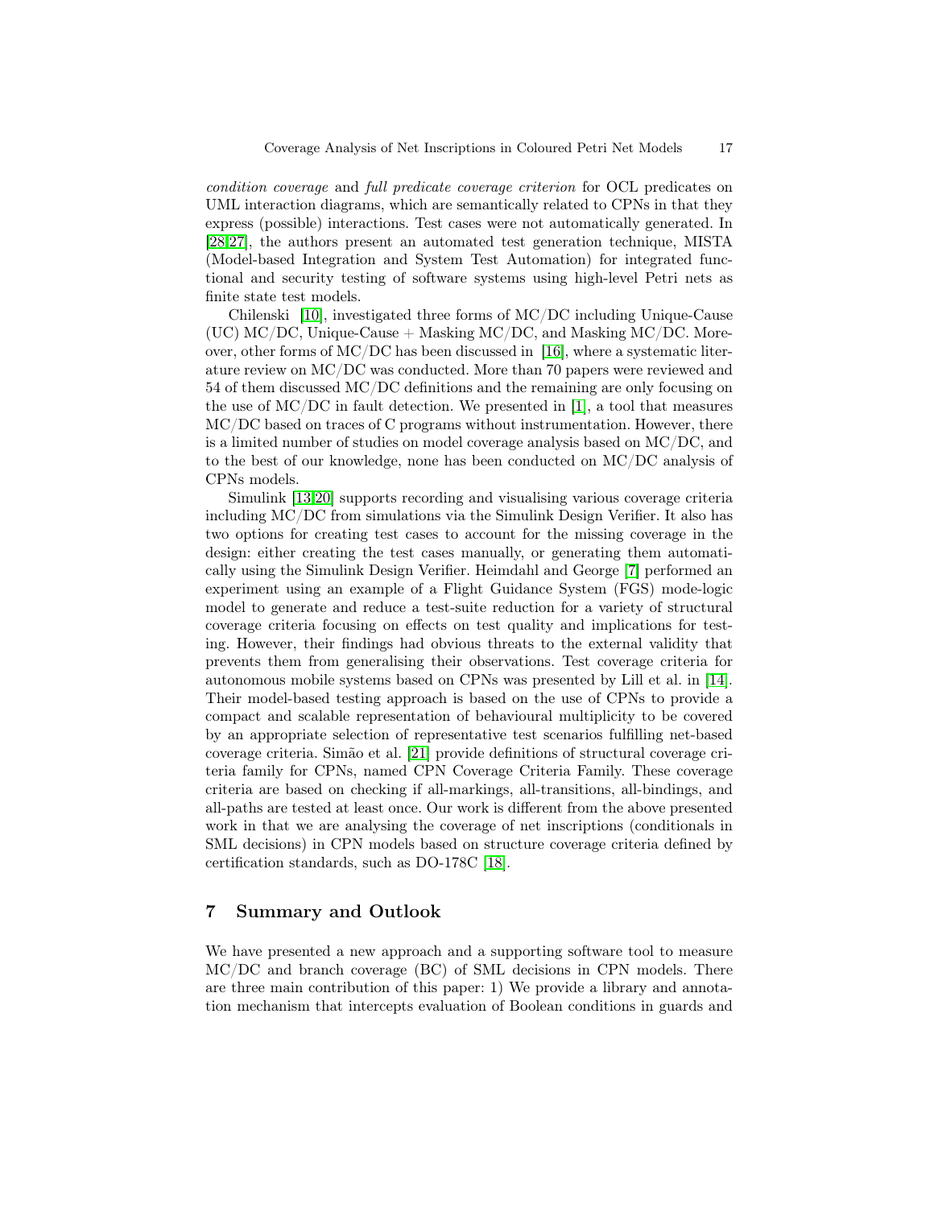*condition coverage* and *full predicate coverage criterion* for OCL predicates on UML interaction diagrams, which are semantically related to CPNs in that they express (possible) interactions. Test cases were not automatically generated. In [28,27], the authors present an automated test generation technique, MISTA (Model-based Integration and System Test Automation) for integrated functional and security testing of software systems using high-level Petri nets as finite state test models.

Chilenski [10], investigated three forms of MC/DC including Unique-Cause (UC) MC/DC, Unique-Cause + Masking MC/DC, and Masking MC/DC. Moreover, other forms of MC/DC has been discussed in [16], where a systematic literature review on MC/DC was conducted. More than 70 papers were reviewed and 54 of them discussed MC/DC definitions and the remaining are only focusing on the use of MC/DC in fault detection. We presented in [1], a tool that measures MC/DC based on traces of C programs without instrumentation. However, there is a limited number of studies on model coverage analysis based on MC/DC, and to the best of our knowledge, none has been conducted on MC/DC analysis of CPNs models.

Simulink [13,20] supports recording and visualising various coverage criteria including MC/DC from simulations via the Simulink Design Verifier. It also has two options for creating test cases to account for the missing coverage in the design: either creating the test cases manually, or generating them automatically using the Simulink Design Verifier. Heimdahl and George [7] performed an experiment using an example of a Flight Guidance System (FGS) mode-logic model to generate and reduce a test-suite reduction for a variety of structural coverage criteria focusing on effects on test quality and implications for testing. However, their findings had obvious threats to the external validity that prevents them from generalising their observations. Test coverage criteria for autonomous mobile systems based on CPNs was presented by Lill et al. in [14]. Their model-based testing approach is based on the use of CPNs to provide a compact and scalable representation of behavioural multiplicity to be covered by an appropriate selection of representative test scenarios fulfilling net-based coverage criteria. Simão et al. [21] provide definitions of structural coverage criteria family for CPNs, named CPN Coverage Criteria Family. These coverage criteria are based on checking if all-markings, all-transitions, all-bindings, and all-paths are tested at least once. Our work is different from the above presented work in that we are analysing the coverage of net inscriptions (conditionals in SML decisions) in CPN models based on structure coverage criteria defined by certification standards, such as DO-178C [18].

## 7 Summary and Outlook

We have presented a new approach and a supporting software tool to measure MC/DC and branch coverage (BC) of SML decisions in CPN models. There are three main contribution of this paper: 1) We provide a library and annotation mechanism that intercepts evaluation of Boolean conditions in guards and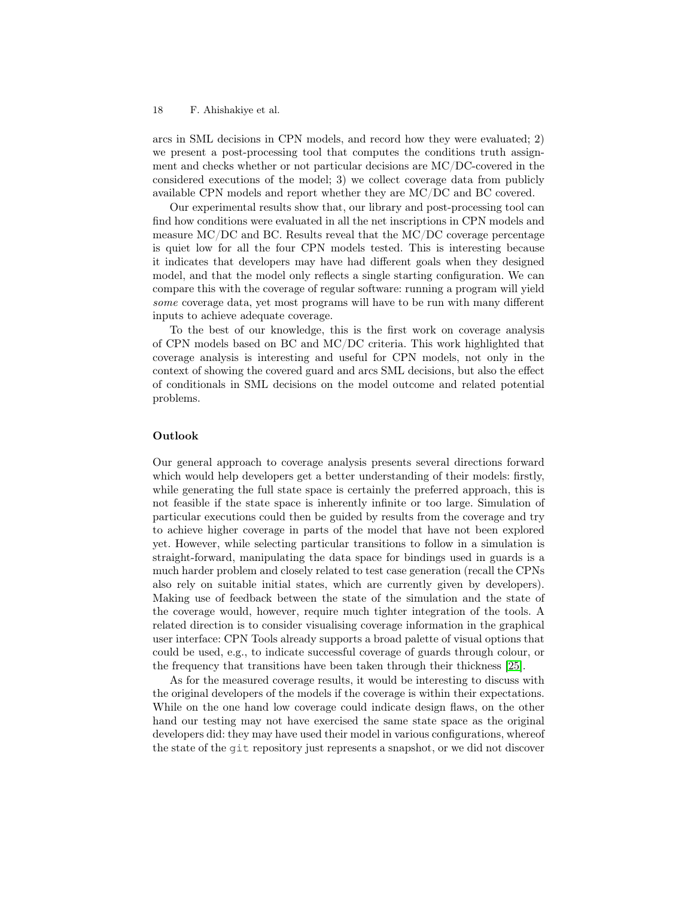arcs in SML decisions in CPN models, and record how they were evaluated; 2) we present a post-processing tool that computes the conditions truth assignment and checks whether or not particular decisions are MC/DC-covered in the considered executions of the model; 3) we collect coverage data from publicly available CPN models and report whether they are MC/DC and BC covered.

Our experimental results show that, our library and post-processing tool can find how conditions were evaluated in all the net inscriptions in CPN models and measure MC/DC and BC. Results reveal that the MC/DC coverage percentage is quiet low for all the four CPN models tested. This is interesting because it indicates that developers may have had different goals when they designed model, and that the model only reflects a single starting configuration. We can compare this with the coverage of regular software: running a program will yield *some* coverage data, yet most programs will have to be run with many different inputs to achieve adequate coverage.

To the best of our knowledge, this is the first work on coverage analysis of CPN models based on BC and MC/DC criteria. This work highlighted that coverage analysis is interesting and useful for CPN models, not only in the context of showing the covered guard and arcs SML decisions, but also the effect of conditionals in SML decisions on the model outcome and related potential problems.

### Outlook

Our general approach to coverage analysis presents several directions forward which would help developers get a better understanding of their models: firstly, while generating the full state space is certainly the preferred approach, this is not feasible if the state space is inherently infinite or too large. Simulation of particular executions could then be guided by results from the coverage and try to achieve higher coverage in parts of the model that have not been explored yet. However, while selecting particular transitions to follow in a simulation is straight-forward, manipulating the data space for bindings used in guards is a much harder problem and closely related to test case generation (recall the CPNs also rely on suitable initial states, which are currently given by developers). Making use of feedback between the state of the simulation and the state of the coverage would, however, require much tighter integration of the tools. A related direction is to consider visualising coverage information in the graphical user interface: CPN Tools already supports a broad palette of visual options that could be used, e.g., to indicate successful coverage of guards through colour, or the frequency that transitions have been taken through their thickness [25].

As for the measured coverage results, it would be interesting to discuss with the original developers of the models if the coverage is within their expectations. While on the one hand low coverage could indicate design flaws, on the other hand our testing may not have exercised the same state space as the original developers did: they may have used their model in various configurations, whereof the state of the `git` repository just represents a snapshot, or we did not discover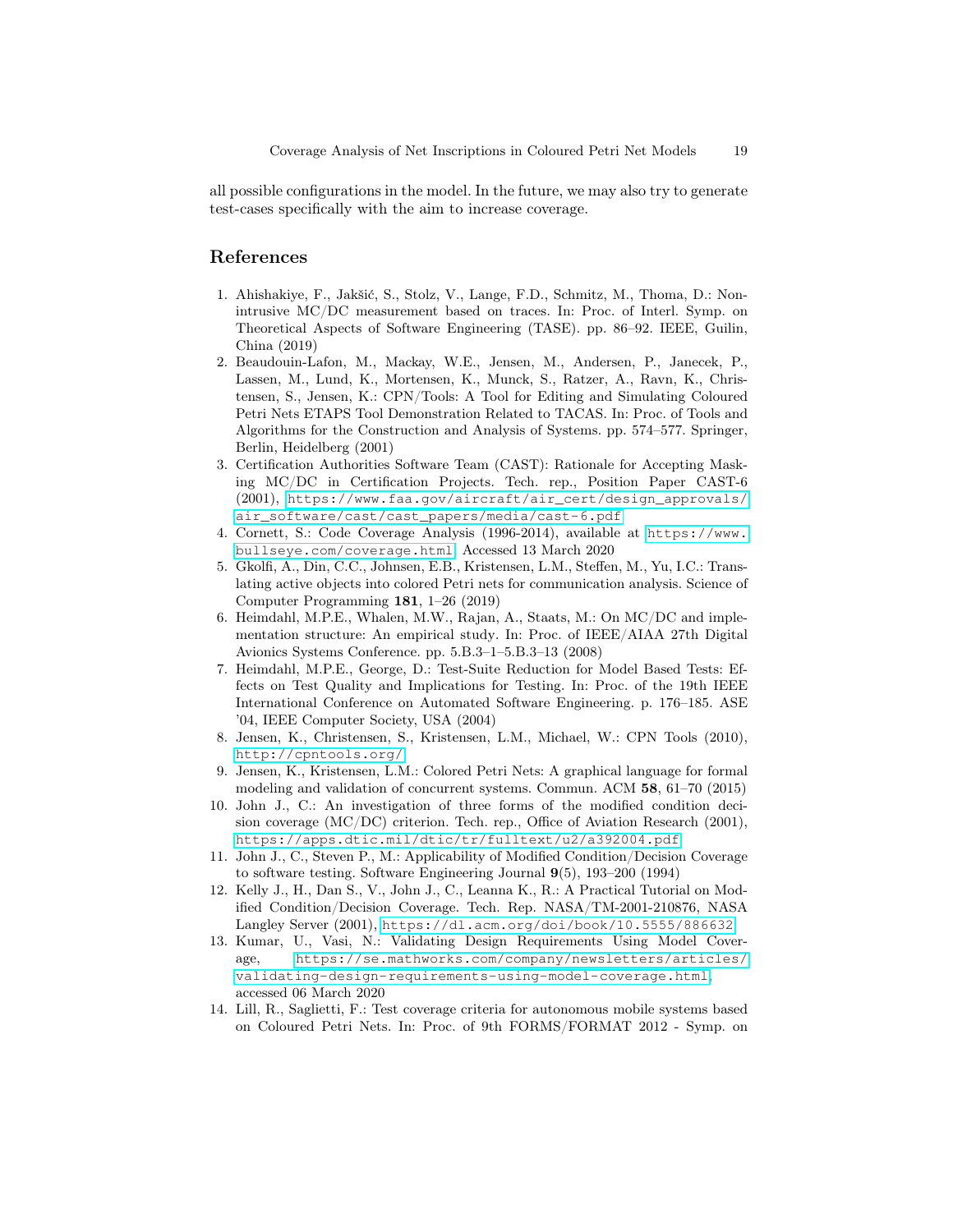all possible configurations in the model. In the future, we may also try to generate test-cases specifically with the aim to increase coverage.

## References

1. Ahishakiye, F., Jakšić, S., Stolz, V., Lange, F.D., Schmitz, M., Thoma, D.: Non-intrusive MC/DC measurement based on traces. In: Proc. of Interl. Symp. on Theoretical Aspects of Software Engineering (TASE). pp. 86–92. IEEE, Guilin, China (2019)
2. Beaudouin-Lafon, M., Mackay, W.E., Jensen, M., Andersen, P., Janecek, P., Lassen, M., Lund, K., Mortensen, K., Munck, S., Ratzer, A., Ravn, K., Christensen, S., Jensen, K.: CPN/Tools: A Tool for Editing and Simulating Coloured Petri Nets ETAPS Tool Demonstration Related to TACAS. In: Proc. of Tools and Algorithms for the Construction and Analysis of Systems. pp. 574–577. Springer, Berlin, Heidelberg (2001)
3. Certification Authorities Software Team (CAST): Rationale for Accepting Masking MC/DC in Certification Projects. Tech. rep., Position Paper CAST-6 (2001), https://www.faa.gov/aircraft/air_cert/design_approvals/air_software/cast/cast_papers/media/cast-6.pdf
4. Cornett, S.: Code Coverage Analysis (1996-2014), available at https://www.bullseye.com/coverage.html. Accessed 13 March 2020
5. Gkolfi, A., Din, C.C., Johnsen, E.B., Kristensen, L.M., Steffen, M., Yu, I.C.: Translating active objects into colored Petri nets for communication analysis. Science of Computer Programming **181**, 1–26 (2019)
6. Heimdahl, M.P.E., Whalen, M.W., Rajan, A., Staats, M.: On MC/DC and implementation structure: An empirical study. In: Proc. of IEEE/AIAA 27th Digital Avionics Systems Conference. pp. 5.B.3–1–5.B.3–13 (2008)
7. Heimdahl, M.P.E., George, D.: Test-Suite Reduction for Model Based Tests: Effects on Test Quality and Implications for Testing. In: Proc. of the 19th IEEE International Conference on Automated Software Engineering. p. 176–185. ASE '04, IEEE Computer Society, USA (2004)
8. Jensen, K., Christensen, S., Kristensen, L.M., Michael, W.: CPN Tools (2010), http://cpntools.org/
9. Jensen, K., Kristensen, L.M.: Colored Petri Nets: A graphical language for formal modeling and validation of concurrent systems. Commun. ACM **58**, 61–70 (2015)
10. John J., C.: An investigation of three forms of the modified condition decision coverage (MC/DC) criterion. Tech. rep., Office of Aviation Research (2001), https://apps.dtic.mil/dtic/tr/fulltext/u2/a392004.pdf
11. John J., C., Steven P., M.: Applicability of Modified Condition/Decision Coverage to software testing. Software Engineering Journal **9**(5), 193–200 (1994)
12. Kelly J., H., Dan S., V., John J., C., Leanna K., R.: A Practical Tutorial on Modified Condition/Decision Coverage. Tech. Rep. NASA/TM-2001-210876, NASA Langley Server (2001), https://dl.acm.org/doi/book/10.5555/886632
13. Kumar, U., Vasi, N.: Validating Design Requirements Using Model Coverage, https://se.mathworks.com/company/newsletters/articles/validating-design-requirements-using-model-coverage.html, accessed 06 March 2020
14. Lill, R., Saglietti, F.: Test coverage criteria for autonomous mobile systems based on Coloured Petri Nets. In: Proc. of 9th FORMS/FORMAT 2012 - Symp. on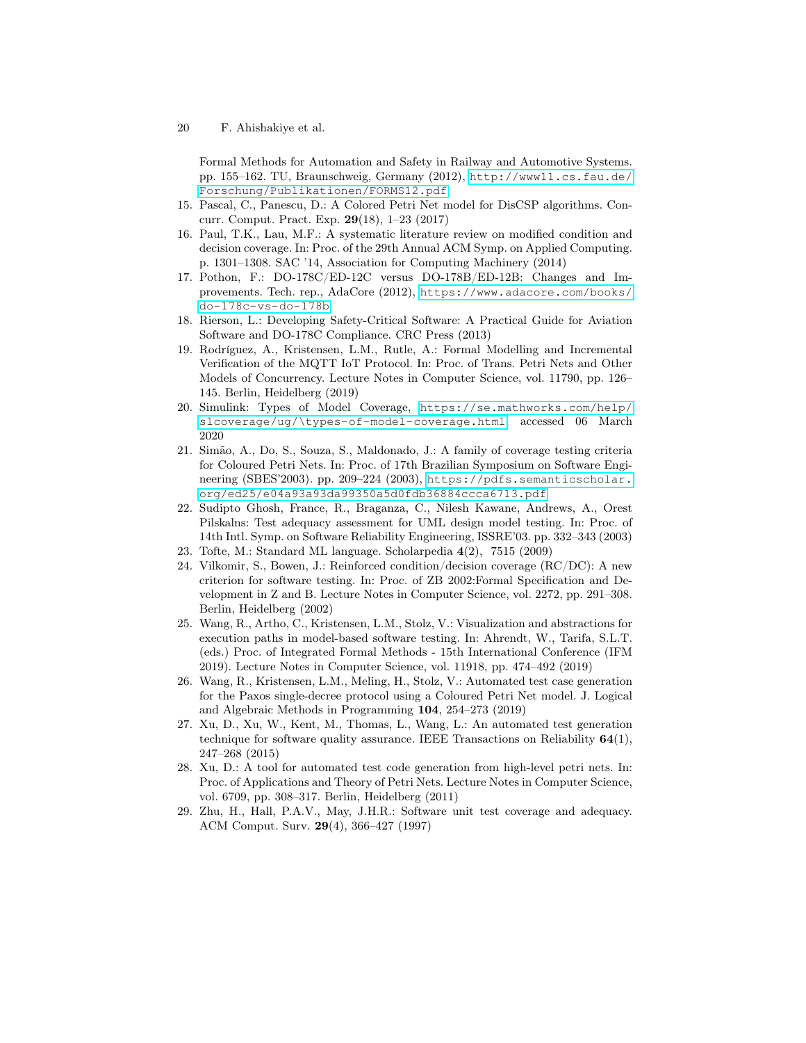Formal Methods for Automation and Safety in Railway and Automotive Systems. pp. 155–162. TU, Braunschweig, Germany (2012), http://www11.cs.fau.de/Forschung/Publikationen/FORMS12.pdf

15. Pascal, C., Panescu, D.: A Colored Petri Net model for DisCSP algorithms. Concurr. Comput. Pract. Exp. **29**(18), 1–23 (2017)
16. Paul, T.K., Lau, M.F.: A systematic literature review on modified condition and decision coverage. In: Proc. of the 29th Annual ACM Symp. on Applied Computing. p. 1301–1308. SAC '14, Association for Computing Machinery (2014)
17. Pothon, F.: DO-178C/ED-12C versus DO-178B/ED-12B: Changes and Improvements. Tech. rep., AdaCore (2012), https://www.adacore.com/books/do-178c-vs-do-178b
18. Rierson, L.: Developing Safety-Critical Software: A Practical Guide for Aviation Software and DO-178C Compliance. CRC Press (2013)
19. Rodríguez, A., Kristensen, L.M., Rutle, A.: Formal Modelling and Incremental Verification of the MQTT IoT Protocol. In: Proc. of Trans. Petri Nets and Other Models of Concurrency. Lecture Notes in Computer Science, vol. 11790, pp. 126–145. Berlin, Heidelberg (2019)
20. Simulink: Types of Model Coverage, https://se.mathworks.com/help/slcoverage/ug/\types-of-model-coverage.html, accessed 06 March 2020
21. Simão, A., Do, S., Souza, S., Maldonado, J.: A family of coverage testing criteria for Coloured Petri Nets. In: Proc. of 17th Brazilian Symposium on Software Engineering (SBES'2003). pp. 209–224 (2003), https://pdfs.semanticscholar.org/ed25/e04a93a93da99350a5d0fdb36884ccca6713.pdf
22. Sudipto Ghosh, France, R., Braganza, C., Nilesh Kawane, Andrews, A., Orest Pilskalns: Test adequacy assessment for UML design model testing. In: Proc. of 14th Intl. Symp. on Software Reliability Engineering, ISSRE'03. pp. 332–343 (2003)
23. Tofte, M.: Standard ML language. Scholarpedia **4**(2), 7515 (2009)
24. Vilkomir, S., Bowen, J.: Reinforced condition/decision coverage (RC/DC): A new criterion for software testing. In: Proc. of ZB 2002:Formal Specification and Development in Z and B. Lecture Notes in Computer Science, vol. 2272, pp. 291–308. Berlin, Heidelberg (2002)
25. Wang, R., Artho, C., Kristensen, L.M., Stolz, V.: Visualization and abstractions for execution paths in model-based software testing. In: Ahrendt, W., Tarifa, S.L.T. (eds.) Proc. of Integrated Formal Methods - 15th International Conference (IFM 2019). Lecture Notes in Computer Science, vol. 11918, pp. 474–492 (2019)
26. Wang, R., Kristensen, L.M., Meling, H., Stolz, V.: Automated test case generation for the Paxos single-decree protocol using a Coloured Petri Net model. J. Logical and Algebraic Methods in Programming **104**, 254–273 (2019)
27. Xu, D., Xu, W., Kent, M., Thomas, L., Wang, L.: An automated test generation technique for software quality assurance. IEEE Transactions on Reliability **64**(1), 247–268 (2015)
28. Xu, D.: A tool for automated test code generation from high-level petri nets. In: Proc. of Applications and Theory of Petri Nets. Lecture Notes in Computer Science, vol. 6709, pp. 308–317. Berlin, Heidelberg (2011)
29. Zhu, H., Hall, P.A.V., May, J.H.R.: Software unit test coverage and adequacy. ACM Comput. Surv. **29**(4), 366–427 (1997)